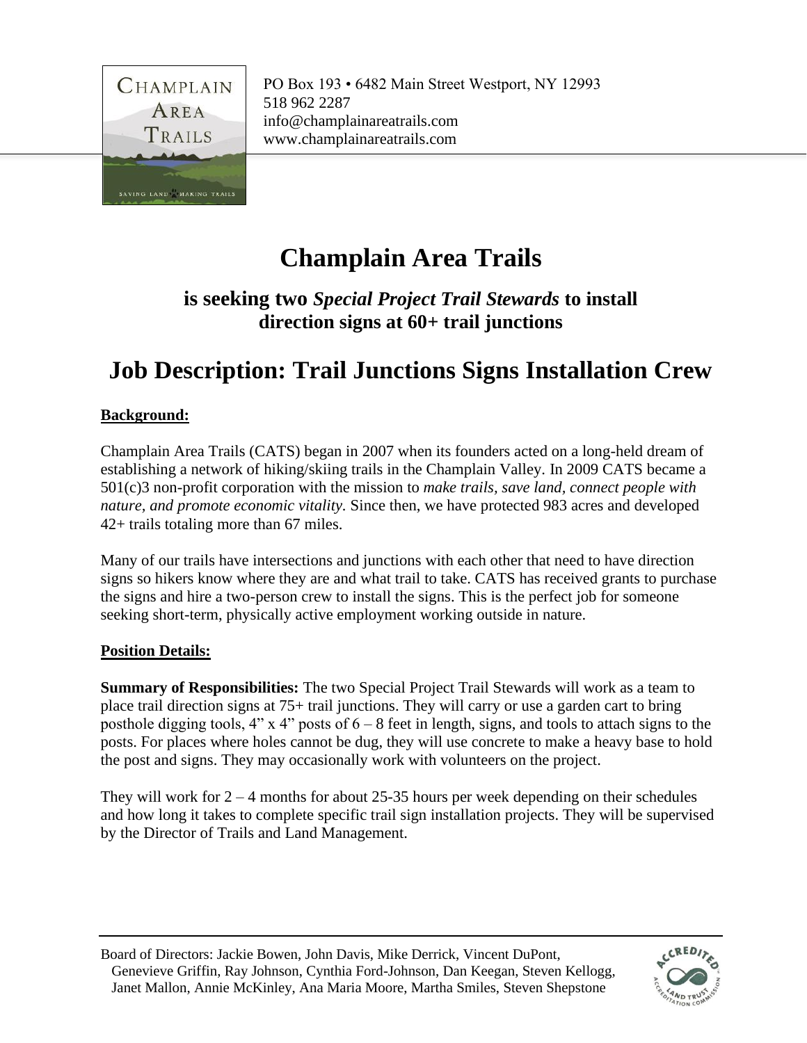PO Box 193 • 6482 Main Street Westport, NY 12993
518 962 2287
info@champlainareatrails.com
www.champlainareatrails.com

# Champlain Area Trails

### is seeking two *Special Project Trail Stewards* to install direction signs at 60+ trail junctions

# Job Description: Trail Junctions Signs Installation Crew

**Background:**

Champlain Area Trails (CATS) began in 2007 when its founders acted on a long-held dream of establishing a network of hiking/skiing trails in the Champlain Valley. In 2009 CATS became a 501(c)3 non-profit corporation with the mission to *make trails, save land, connect people with nature, and promote economic vitality.* Since then, we have protected 983 acres and developed 42+ trails totaling more than 67 miles.

Many of our trails have intersections and junctions with each other that need to have direction signs so hikers know where they are and what trail to take. CATS has received grants to purchase the signs and hire a two-person crew to install the signs. This is the perfect job for someone seeking short-term, physically active employment working outside in nature.

**Position Details:**

**Summary of Responsibilities:** The two Special Project Trail Stewards will work as a team to place trail direction signs at 75+ trail junctions. They will carry or use a garden cart to bring posthole digging tools, 4" x 4" posts of 6 – 8 feet in length, signs, and tools to attach signs to the posts. For places where holes cannot be dug, they will use concrete to make a heavy base to hold the post and signs. They may occasionally work with volunteers on the project.

They will work for 2 – 4 months for about 25-35 hours per week depending on their schedules and how long it takes to complete specific trail sign installation projects. They will be supervised by the Director of Trails and Land Management.

Board of Directors: Jackie Bowen, John Davis, Mike Derrick, Vincent DuPont, Genevieve Griffin, Ray Johnson, Cynthia Ford-Johnson, Dan Keegan, Steven Kellogg, Janet Mallon, Annie McKinley, Ana Maria Moore, Martha Smiles, Steven Shepstone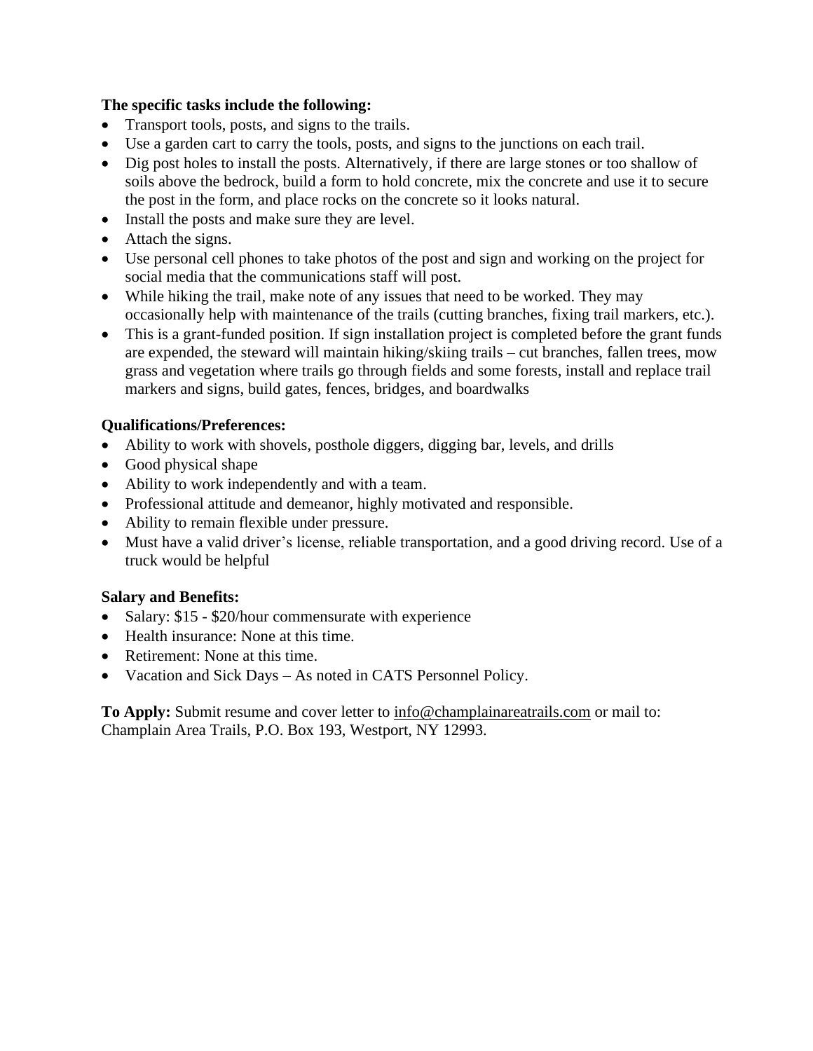**The specific tasks include the following:**

- Transport tools, posts, and signs to the trails.
- Use a garden cart to carry the tools, posts, and signs to the junctions on each trail.
- Dig post holes to install the posts. Alternatively, if there are large stones or too shallow of soils above the bedrock, build a form to hold concrete, mix the concrete and use it to secure the post in the form, and place rocks on the concrete so it looks natural.
- Install the posts and make sure they are level.
- Attach the signs.
- Use personal cell phones to take photos of the post and sign and working on the project for social media that the communications staff will post.
- While hiking the trail, make note of any issues that need to be worked. They may occasionally help with maintenance of the trails (cutting branches, fixing trail markers, etc.).
- This is a grant-funded position. If sign installation project is completed before the grant funds are expended, the steward will maintain hiking/skiing trails – cut branches, fallen trees, mow grass and vegetation where trails go through fields and some forests, install and replace trail markers and signs, build gates, fences, bridges, and boardwalks

**Qualifications/Preferences:**

- Ability to work with shovels, posthole diggers, digging bar, levels, and drills
- Good physical shape
- Ability to work independently and with a team.
- Professional attitude and demeanor, highly motivated and responsible.
- Ability to remain flexible under pressure.
- Must have a valid driver's license, reliable transportation, and a good driving record. Use of a truck would be helpful

**Salary and Benefits:**

- Salary: $15 - $20/hour commensurate with experience
- Health insurance: None at this time.
- Retirement: None at this time.
- Vacation and Sick Days – As noted in CATS Personnel Policy.

**To Apply:** Submit resume and cover letter to info@champlainareatrails.com or mail to: Champlain Area Trails, P.O. Box 193, Westport, NY 12993.